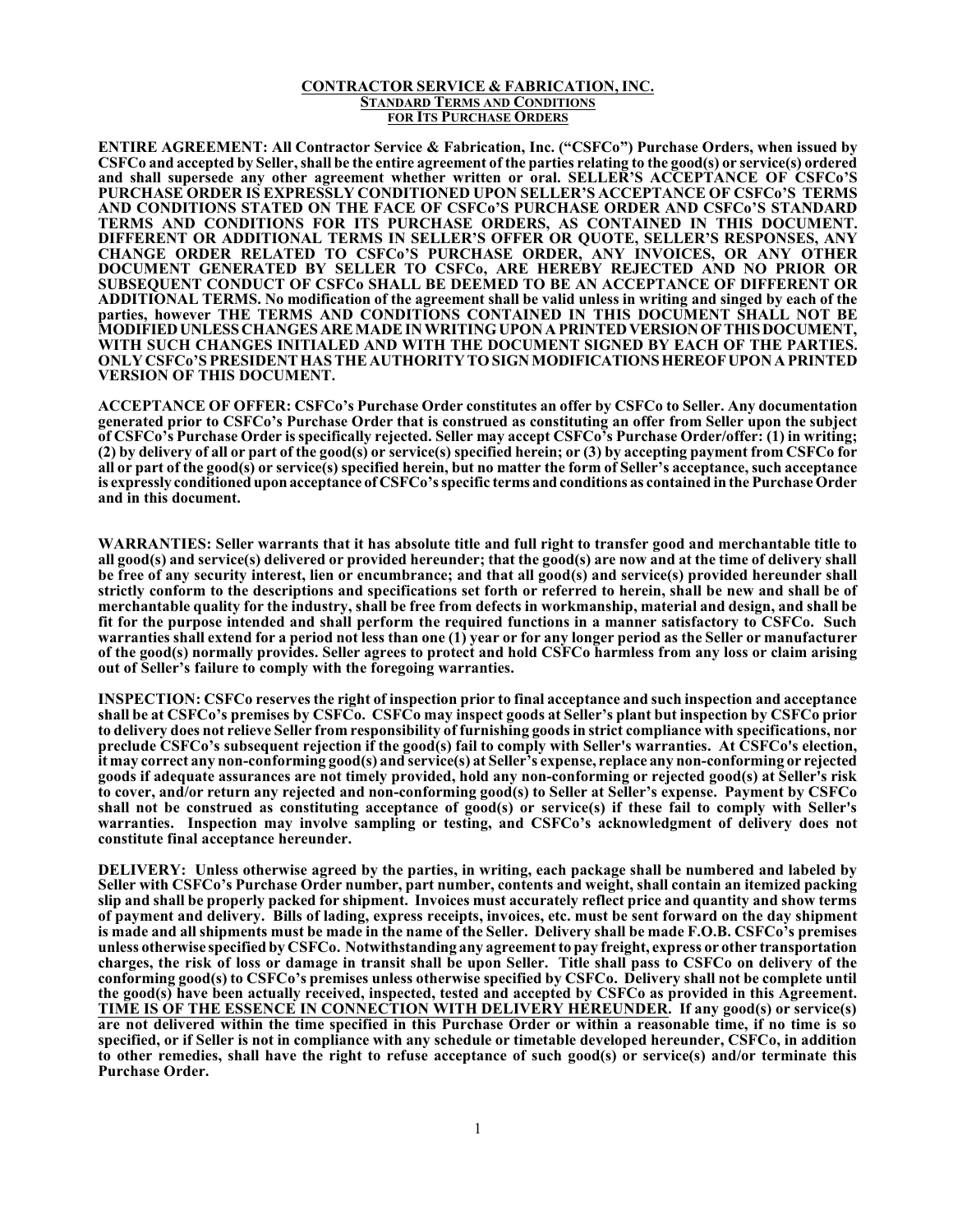# CONTRACTOR SERVICE & FABRICATION, INC.

## STANDARD TERMS AND CONDITIONS FOR ITS PURCHASE ORDERS

**ENTIRE AGREEMENT: All Contractor Service & Fabrication, Inc. ("CSFCo") Purchase Orders, when issued by CSFCo and accepted by Seller, shall be the entire agreement of the parties relating to the good(s) or service(s) ordered and shall supersede any other agreement whether written or oral. SELLER'S ACCEPTANCE OF CSFCo'S PURCHASE ORDER IS EXPRESSLY CONDITIONED UPON SELLER'S ACCEPTANCE OF CSFCo'S TERMS AND CONDITIONS STATED ON THE FACE OF CSFCo'S PURCHASE ORDER AND CSFCo'S STANDARD TERMS AND CONDITIONS FOR ITS PURCHASE ORDERS, AS CONTAINED IN THIS DOCUMENT. DIFFERENT OR ADDITIONAL TERMS IN SELLER'S OFFER OR QUOTE, SELLER'S RESPONSES, ANY CHANGE ORDER RELATED TO CSFCo'S PURCHASE ORDER, ANY INVOICES, OR ANY OTHER DOCUMENT GENERATED BY SELLER TO CSFCo, ARE HEREBY REJECTED AND NO PRIOR OR SUBSEQUENT CONDUCT OF CSFCo SHALL BE DEEMED TO BE AN ACCEPTANCE OF DIFFERENT OR ADDITIONAL TERMS. No modification of the agreement shall be valid unless in writing and singed by each of the parties, however THE TERMS AND CONDITIONS CONTAINED IN THIS DOCUMENT SHALL NOT BE MODIFIED UNLESS CHANGES ARE MADE IN WRITING UPON A PRINTED VERSION OF THIS DOCUMENT, WITH SUCH CHANGES INITIALED AND WITH THE DOCUMENT SIGNED BY EACH OF THE PARTIES. ONLY CSFCo'S PRESIDENT HAS THE AUTHORITY TO SIGN MODIFICATIONS HEREOF UPON A PRINTED VERSION OF THIS DOCUMENT.**

**ACCEPTANCE OF OFFER: CSFCo's Purchase Order constitutes an offer by CSFCo to Seller. Any documentation generated prior to CSFCo's Purchase Order that is construed as constituting an offer from Seller upon the subject of CSFCo's Purchase Order is specifically rejected. Seller may accept CSFCo's Purchase Order/offer: (1) in writing; (2) by delivery of all or part of the good(s) or service(s) specified herein; or (3) by accepting payment from CSFCo for all or part of the good(s) or service(s) specified herein, but no matter the form of Seller's acceptance, such acceptance is expressly conditioned upon acceptance of CSFCo's specific terms and conditions as contained in the Purchase Order and in this document.**

**WARRANTIES: Seller warrants that it has absolute title and full right to transfer good and merchantable title to all good(s) and service(s) delivered or provided hereunder; that the good(s) are now and at the time of delivery shall be free of any security interest, lien or encumbrance; and that all good(s) and service(s) provided hereunder shall strictly conform to the descriptions and specifications set forth or referred to herein, shall be new and shall be of merchantable quality for the industry, shall be free from defects in workmanship, material and design, and shall be fit for the purpose intended and shall perform the required functions in a manner satisfactory to CSFCo. Such warranties shall extend for a period not less than one (1) year or for any longer period as the Seller or manufacturer of the good(s) normally provides. Seller agrees to protect and hold CSFCo harmless from any loss or claim arising out of Seller's failure to comply with the foregoing warranties.**

**INSPECTION: CSFCo reserves the right of inspection prior to final acceptance and such inspection and acceptance shall be at CSFCo's premises by CSFCo. CSFCo may inspect goods at Seller's plant but inspection by CSFCo prior to delivery does not relieve Seller from responsibility of furnishing goods in strict compliance with specifications, nor preclude CSFCo's subsequent rejection if the good(s) fail to comply with Seller's warranties. At CSFCo's election, it may correct any non-conforming good(s) and service(s) at Seller's expense, replace any non-conforming or rejected goods if adequate assurances are not timely provided, hold any non-conforming or rejected good(s) at Seller's risk to cover, and/or return any rejected and non-conforming good(s) to Seller at Seller's expense. Payment by CSFCo shall not be construed as constituting acceptance of good(s) or service(s) if these fail to comply with Seller's warranties. Inspection may involve sampling or testing, and CSFCo's acknowledgment of delivery does not constitute final acceptance hereunder.**

**DELIVERY: Unless otherwise agreed by the parties, in writing, each package shall be numbered and labeled by Seller with CSFCo's Purchase Order number, part number, contents and weight, shall contain an itemized packing slip and shall be properly packed for shipment. Invoices must accurately reflect price and quantity and show terms of payment and delivery. Bills of lading, express receipts, invoices, etc. must be sent forward on the day shipment is made and all shipments must be made in the name of the Seller. Delivery shall be made F.O.B. CSFCo's premises unless otherwise specified by CSFCo. Notwithstanding any agreement to pay freight, express or other transportation charges, the risk of loss or damage in transit shall be upon Seller. Title shall pass to CSFCo on delivery of the conforming good(s) to CSFCo's premises unless otherwise specified by CSFCo. Delivery shall not be complete until the good(s) have been actually received, inspected, tested and accepted by CSFCo as provided in this Agreement. <u>TIME IS OF THE ESSENCE IN CONNECTION WITH DELIVERY HEREUNDER</u>. If any good(s) or service(s) are not delivered within the time specified in this Purchase Order or within a reasonable time, if no time is so specified, or if Seller is not in compliance with any schedule or timetable developed hereunder, CSFCo, in addition to other remedies, shall have the right to refuse acceptance of such good(s) or service(s) and/or terminate this Purchase Order.**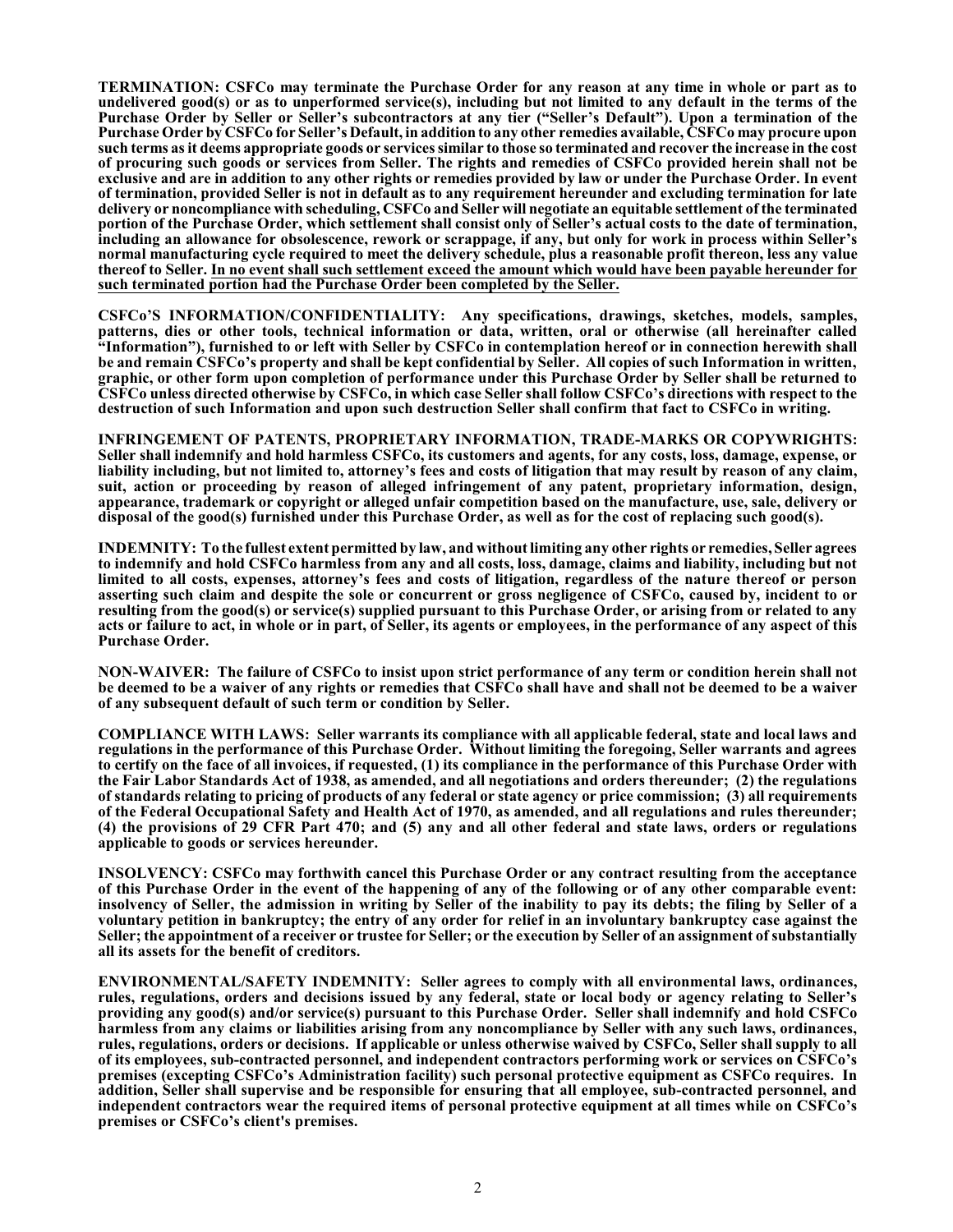**TERMINATION: CSFCo may terminate the Purchase Order for any reason at any time in whole or part as to undelivered good(s) or as to unperformed service(s), including but not limited to any default in the terms of the Purchase Order by Seller or Seller's subcontractors at any tier ("Seller's Default"). Upon a termination of the Purchase Order by CSFCo for Seller's Default, in addition to any other remedies available, CSFCo may procure upon such terms as it deems appropriate goods or services similar to those so terminated and recover the increase in the cost of procuring such goods or services from Seller. The rights and remedies of CSFCo provided herein shall not be exclusive and are in addition to any other rights or remedies provided by law or under the Purchase Order. In event of termination, provided Seller is not in default as to any requirement hereunder and excluding termination for late delivery or noncompliance with scheduling, CSFCo and Seller will negotiate an equitable settlement of the terminated portion of the Purchase Order, which settlement shall consist only of Seller's actual costs to the date of termination, including an allowance for obsolescence, rework or scrappage, if any, but only for work in process within Seller's normal manufacturing cycle required to meet the delivery schedule, plus a reasonable profit thereon, less any value thereof to Seller. <u>In no event shall such settlement exceed the amount which would have been payable hereunder for such terminated portion had the Purchase Order been completed by the Seller.</u>**

**CSFCo'S INFORMATION/CONFIDENTIALITY: Any specifications, drawings, sketches, models, samples, patterns, dies or other tools, technical information or data, written, oral or otherwise (all hereinafter called "Information"), furnished to or left with Seller by CSFCo in contemplation hereof or in connection herewith shall be and remain CSFCo's property and shall be kept confidential by Seller. All copies of such Information in written, graphic, or other form upon completion of performance under this Purchase Order by Seller shall be returned to CSFCo unless directed otherwise by CSFCo, in which case Seller shall follow CSFCo's directions with respect to the destruction of such Information and upon such destruction Seller shall confirm that fact to CSFCo in writing.**

**INFRINGEMENT OF PATENTS, PROPRIETARY INFORMATION, TRADE-MARKS OR COPYWRIGHTS: Seller shall indemnify and hold harmless CSFCo, its customers and agents, for any costs, loss, damage, expense, or liability including, but not limited to, attorney's fees and costs of litigation that may result by reason of any claim, suit, action or proceeding by reason of alleged infringement of any patent, proprietary information, design, appearance, trademark or copyright or alleged unfair competition based on the manufacture, use, sale, delivery or disposal of the good(s) furnished under this Purchase Order, as well as for the cost of replacing such good(s).**

**INDEMNITY: To the fullest extent permitted by law, and without limiting any other rights or remedies, Seller agrees to indemnify and hold CSFCo harmless from any and all costs, loss, damage, claims and liability, including but not limited to all costs, expenses, attorney's fees and costs of litigation, regardless of the nature thereof or person asserting such claim and despite the sole or concurrent or gross negligence of CSFCo, caused by, incident to or resulting from the good(s) or service(s) supplied pursuant to this Purchase Order, or arising from or related to any acts or failure to act, in whole or in part, of Seller, its agents or employees, in the performance of any aspect of this Purchase Order.**

**NON-WAIVER: The failure of CSFCo to insist upon strict performance of any term or condition herein shall not be deemed to be a waiver of any rights or remedies that CSFCo shall have and shall not be deemed to be a waiver of any subsequent default of such term or condition by Seller.**

**COMPLIANCE WITH LAWS: Seller warrants its compliance with all applicable federal, state and local laws and regulations in the performance of this Purchase Order. Without limiting the foregoing, Seller warrants and agrees to certify on the face of all invoices, if requested, (1) its compliance in the performance of this Purchase Order with the Fair Labor Standards Act of 1938, as amended, and all negotiations and orders thereunder; (2) the regulations of standards relating to pricing of products of any federal or state agency or price commission; (3) all requirements of the Federal Occupational Safety and Health Act of 1970, as amended, and all regulations and rules thereunder; (4) the provisions of 29 CFR Part 470; and (5) any and all other federal and state laws, orders or regulations applicable to goods or services hereunder.**

**INSOLVENCY: CSFCo may forthwith cancel this Purchase Order or any contract resulting from the acceptance of this Purchase Order in the event of the happening of any of the following or of any other comparable event: insolvency of Seller, the admission in writing by Seller of the inability to pay its debts; the filing by Seller of a voluntary petition in bankruptcy; the entry of any order for relief in an involuntary bankruptcy case against the Seller; the appointment of a receiver or trustee for Seller; or the execution by Seller of an assignment of substantially all its assets for the benefit of creditors.**

**ENVIRONMENTAL/SAFETY INDEMNITY: Seller agrees to comply with all environmental laws, ordinances, rules, regulations, orders and decisions issued by any federal, state or local body or agency relating to Seller's providing any good(s) and/or service(s) pursuant to this Purchase Order. Seller shall indemnify and hold CSFCo harmless from any claims or liabilities arising from any noncompliance by Seller with any such laws, ordinances, rules, regulations, orders or decisions. If applicable or unless otherwise waived by CSFCo, Seller shall supply to all of its employees, sub-contracted personnel, and independent contractors performing work or services on CSFCo's premises (excepting CSFCo's Administration facility) such personal protective equipment as CSFCo requires. In addition, Seller shall supervise and be responsible for ensuring that all employee, sub-contracted personnel, and independent contractors wear the required items of personal protective equipment at all times while on CSFCo's premises or CSFCo's client's premises.**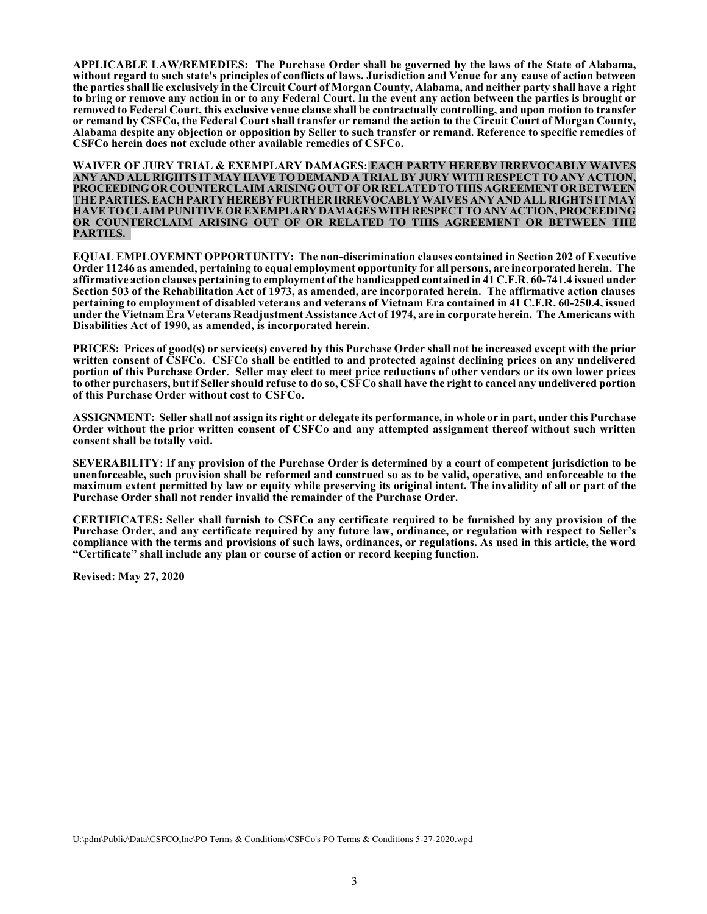**APPLICABLE LAW/REMEDIES: The Purchase Order shall be governed by the laws of the State of Alabama, without regard to such state's principles of conflicts of laws. Jurisdiction and Venue for any cause of action between the parties shall lie exclusively in the Circuit Court of Morgan County, Alabama, and neither party shall have a right to bring or remove any action in or to any Federal Court. In the event any action between the parties is brought or removed to Federal Court, this exclusive venue clause shall be contractually controlling, and upon motion to transfer or remand by CSFCo, the Federal Court shall transfer or remand the action to the Circuit Court of Morgan County, Alabama despite any objection or opposition by Seller to such transfer or remand. Reference to specific remedies of CSFCo herein does not exclude other available remedies of CSFCo.**

**WAIVER OF JURY TRIAL & EXEMPLARY DAMAGES: EACH PARTY HEREBY IRREVOCABLY WAIVES ANY AND ALL RIGHTS IT MAY HAVE TO DEMAND A TRIAL BY JURY WITH RESPECT TO ANY ACTION, PROCEEDING OR COUNTERCLAIM ARISING OUT OF OR RELATED TO THIS AGREEMENT OR BETWEEN THE PARTIES. EACH PARTY HEREBY FURTHER IRREVOCABLY WAIVES ANY AND ALL RIGHTS IT MAY HAVE TO CLAIM PUNITIVE OR EXEMPLARY DAMAGES WITH RESPECT TO ANY ACTION, PROCEEDING OR COUNTERCLAIM ARISING OUT OF OR RELATED TO THIS AGREEMENT OR BETWEEN THE PARTIES.**

**EQUAL EMPLOYEMNT OPPORTUNITY: The non-discrimination clauses contained in Section 202 of Executive Order 11246 as amended, pertaining to equal employment opportunity for all persons, are incorporated herein. The affirmative action clauses pertaining to employment of the handicapped contained in 41 C.F.R. 60-741.4 issued under Section 503 of the Rehabilitation Act of 1973, as amended, are incorporated herein. The affirmative action clauses pertaining to employment of disabled veterans and veterans of Vietnam Era contained in 41 C.F.R. 60-250.4, issued under the Vietnam Era Veterans Readjustment Assistance Act of 1974, are in corporate herein. The Americans with Disabilities Act of 1990, as amended, is incorporated herein.**

**PRICES: Prices of good(s) or service(s) covered by this Purchase Order shall not be increased except with the prior written consent of CSFCo. CSFCo shall be entitled to and protected against declining prices on any undelivered portion of this Purchase Order. Seller may elect to meet price reductions of other vendors or its own lower prices to other purchasers, but if Seller should refuse to do so, CSFCo shall have the right to cancel any undelivered portion of this Purchase Order without cost to CSFCo.**

**ASSIGNMENT: Seller shall not assign its right or delegate its performance, in whole or in part, under this Purchase Order without the prior written consent of CSFCo and any attempted assignment thereof without such written consent shall be totally void.**

**SEVERABILITY: If any provision of the Purchase Order is determined by a court of competent jurisdiction to be unenforceable, such provision shall be reformed and construed so as to be valid, operative, and enforceable to the maximum extent permitted by law or equity while preserving its original intent. The invalidity of all or part of the Purchase Order shall not render invalid the remainder of the Purchase Order.**

**CERTIFICATES: Seller shall furnish to CSFCo any certificate required to be furnished by any provision of the Purchase Order, and any certificate required by any future law, ordinance, or regulation with respect to Seller's compliance with the terms and provisions of such laws, ordinances, or regulations. As used in this article, the word "Certificate" shall include any plan or course of action or record keeping function.**

**Revised: May 27, 2020**

U:\pdm\Public\Data\CSFCO,Inc\PO Terms & Conditions\CSFCo's PO Terms & Conditions 5-27-2020.wpd